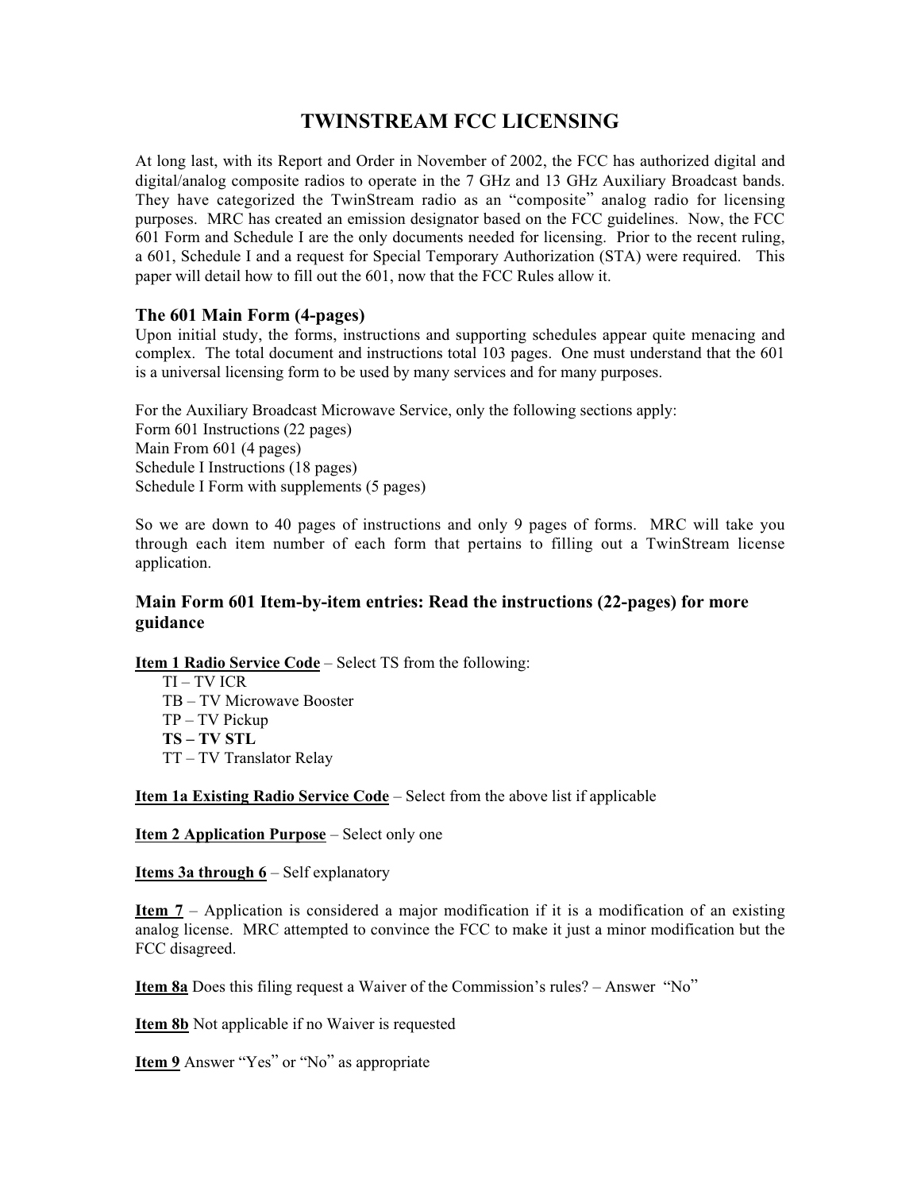# TWINSTREAM FCC LICENSING

At long last, with its Report and Order in November of 2002, the FCC has authorized digital and digital/analog composite radios to operate in the 7 GHz and 13 GHz Auxiliary Broadcast bands. They have categorized the TwinStream radio as an "composite" analog radio for licensing purposes. MRC has created an emission designator based on the FCC guidelines. Now, the FCC 601 Form and Schedule I are the only documents needed for licensing. Prior to the recent ruling, a 601, Schedule I and a request for Special Temporary Authorization (STA) were required. This paper will detail how to fill out the 601, now that the FCC Rules allow it.

### The 601 Main Form (4-pages)

Upon initial study, the forms, instructions and supporting schedules appear quite menacing and complex. The total document and instructions total 103 pages. One must understand that the 601 is a universal licensing form to be used by many services and for many purposes.

For the Auxiliary Broadcast Microwave Service, only the following sections apply:
Form 601 Instructions (22 pages)
Main From 601 (4 pages)
Schedule I Instructions (18 pages)
Schedule I Form with supplements (5 pages)

So we are down to 40 pages of instructions and only 9 pages of forms. MRC will take you through each item number of each form that pertains to filling out a TwinStream license application.

### Main Form 601 Item-by-item entries: Read the instructions (22-pages) for more guidance

**Item 1 Radio Service Code** – Select TS from the following:

- TI – TV ICR
- TB – TV Microwave Booster
- TP – TV Pickup
- **TS – TV STL**
- TT – TV Translator Relay

**Item 1a Existing Radio Service Code** – Select from the above list if applicable

**Item 2 Application Purpose** – Select only one

**Items 3a through 6** – Self explanatory

**Item 7** – Application is considered a major modification if it is a modification of an existing analog license. MRC attempted to convince the FCC to make it just a minor modification but the FCC disagreed.

**Item 8a** Does this filing request a Waiver of the Commission's rules? – Answer "No"

**Item 8b** Not applicable if no Waiver is requested

**Item 9** Answer "Yes" or "No" as appropriate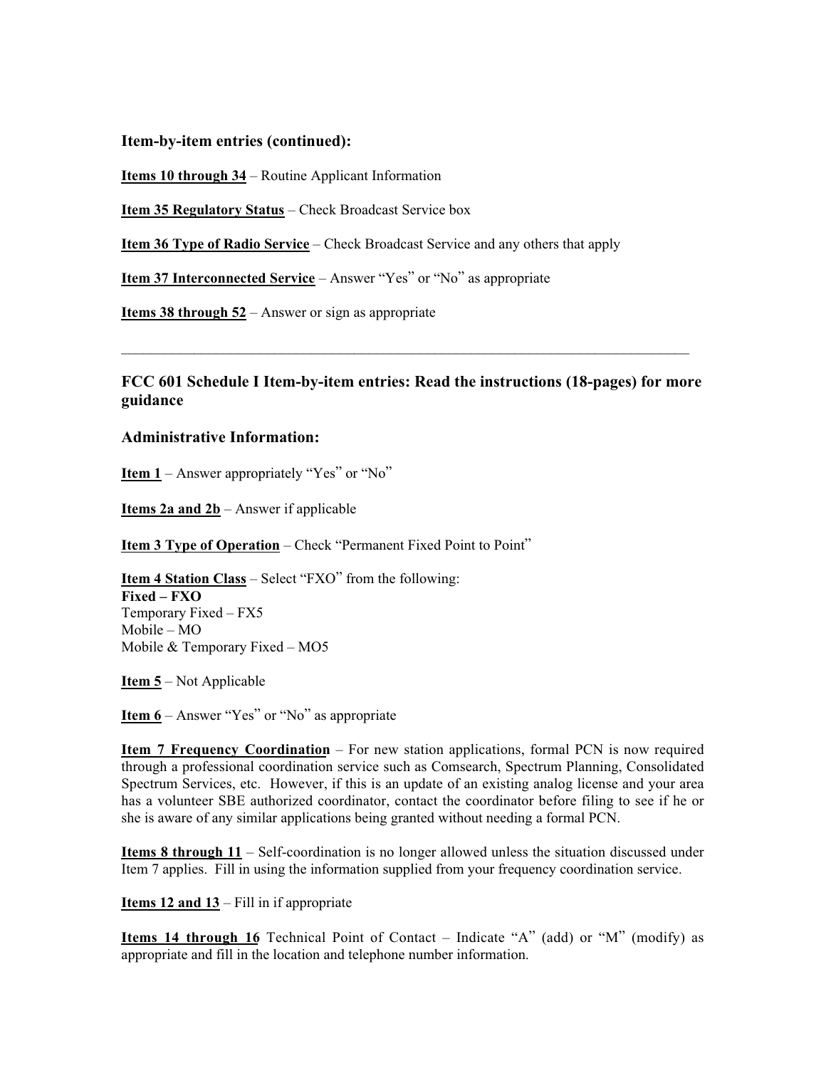### Item-by-item entries (continued):

**Items 10 through 34** – Routine Applicant Information

**Item 35 Regulatory Status** – Check Broadcast Service box

**Item 36 Type of Radio Service** – Check Broadcast Service and any others that apply

**Item 37 Interconnected Service** – Answer "Yes" or "No" as appropriate

**Items 38 through 52** – Answer or sign as appropriate

---

### FCC 601 Schedule I Item-by-item entries: Read the instructions (18-pages) for more guidance

### Administrative Information:

**Item 1** – Answer appropriately "Yes" or "No"

**Items 2a and 2b** – Answer if applicable

**Item 3 Type of Operation** – Check "Permanent Fixed Point to Point"

**Item 4 Station Class** – Select "FXO" from the following:
**Fixed – FXO**
Temporary Fixed – FX5
Mobile – MO
Mobile & Temporary Fixed – MO5

**Item 5** – Not Applicable

**Item 6** – Answer "Yes" or "No" as appropriate

**Item 7 Frequency Coordination** – For new station applications, formal PCN is now required through a professional coordination service such as Comsearch, Spectrum Planning, Consolidated Spectrum Services, etc. However, if this is an update of an existing analog license and your area has a volunteer SBE authorized coordinator, contact the coordinator before filing to see if he or she is aware of any similar applications being granted without needing a formal PCN.

**Items 8 through 11** – Self-coordination is no longer allowed unless the situation discussed under Item 7 applies. Fill in using the information supplied from your frequency coordination service.

**Items 12 and 13** – Fill in if appropriate

**Items 14 through 16** Technical Point of Contact – Indicate "A" (add) or "M" (modify) as appropriate and fill in the location and telephone number information.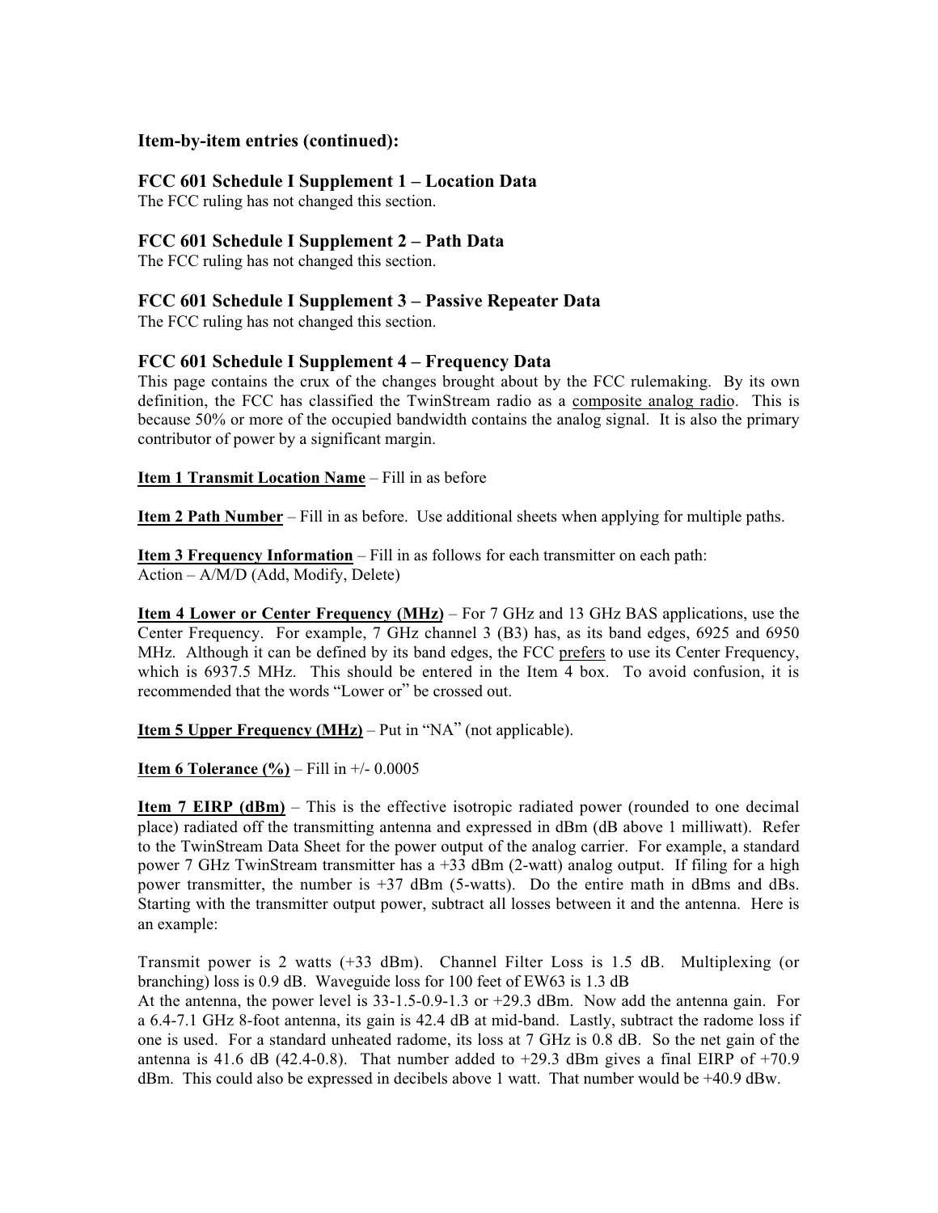### Item-by-item entries (continued):

### FCC 601 Schedule I Supplement 1 – Location Data

The FCC ruling has not changed this section.

### FCC 601 Schedule I Supplement 2 – Path Data

The FCC ruling has not changed this section.

### FCC 601 Schedule I Supplement 3 – Passive Repeater Data

The FCC ruling has not changed this section.

### FCC 601 Schedule I Supplement 4 – Frequency Data

This page contains the crux of the changes brought about by the FCC rulemaking. By its own definition, the FCC has classified the TwinStream radio as a <u>composite analog radio</u>. This is because 50% or more of the occupied bandwidth contains the analog signal. It is also the primary contributor of power by a significant margin.

**<u>Item 1 Transmit Location Name</u>** – Fill in as before

**<u>Item 2 Path Number</u>** – Fill in as before. Use additional sheets when applying for multiple paths.

**<u>Item 3 Frequency Information</u>** – Fill in as follows for each transmitter on each path:
Action – A/M/D (Add, Modify, Delete)

**<u>Item 4 Lower or Center Frequency (MHz)</u>** – For 7 GHz and 13 GHz BAS applications, use the Center Frequency. For example, 7 GHz channel 3 (B3) has, as its band edges, 6925 and 6950 MHz. Although it can be defined by its band edges, the FCC <u>prefers</u> to use its Center Frequency, which is 6937.5 MHz. This should be entered in the Item 4 box. To avoid confusion, it is recommended that the words "Lower or" be crossed out.

**<u>Item 5 Upper Frequency (MHz)</u>** – Put in "NA" (not applicable).

**<u>Item 6 Tolerance (%)</u>** – Fill in +/- 0.0005

**<u>Item 7 EIRP (dBm)</u>** – This is the effective isotropic radiated power (rounded to one decimal place) radiated off the transmitting antenna and expressed in dBm (dB above 1 milliwatt). Refer to the TwinStream Data Sheet for the power output of the analog carrier. For example, a standard power 7 GHz TwinStream transmitter has a +33 dBm (2-watt) analog output. If filing for a high power transmitter, the number is +37 dBm (5-watts). Do the entire math in dBms and dBs. Starting with the transmitter output power, subtract all losses between it and the antenna. Here is an example:

Transmit power is 2 watts (+33 dBm). Channel Filter Loss is 1.5 dB. Multiplexing (or branching) loss is 0.9 dB. Waveguide loss for 100 feet of EW63 is 1.3 dB
At the antenna, the power level is 33-1.5-0.9-1.3 or +29.3 dBm. Now add the antenna gain. For a 6.4-7.1 GHz 8-foot antenna, its gain is 42.4 dB at mid-band. Lastly, subtract the radome loss if one is used. For a standard unheated radome, its loss at 7 GHz is 0.8 dB. So the net gain of the antenna is 41.6 dB (42.4-0.8). That number added to +29.3 dBm gives a final EIRP of +70.9 dBm. This could also be expressed in decibels above 1 watt. That number would be +40.9 dBw.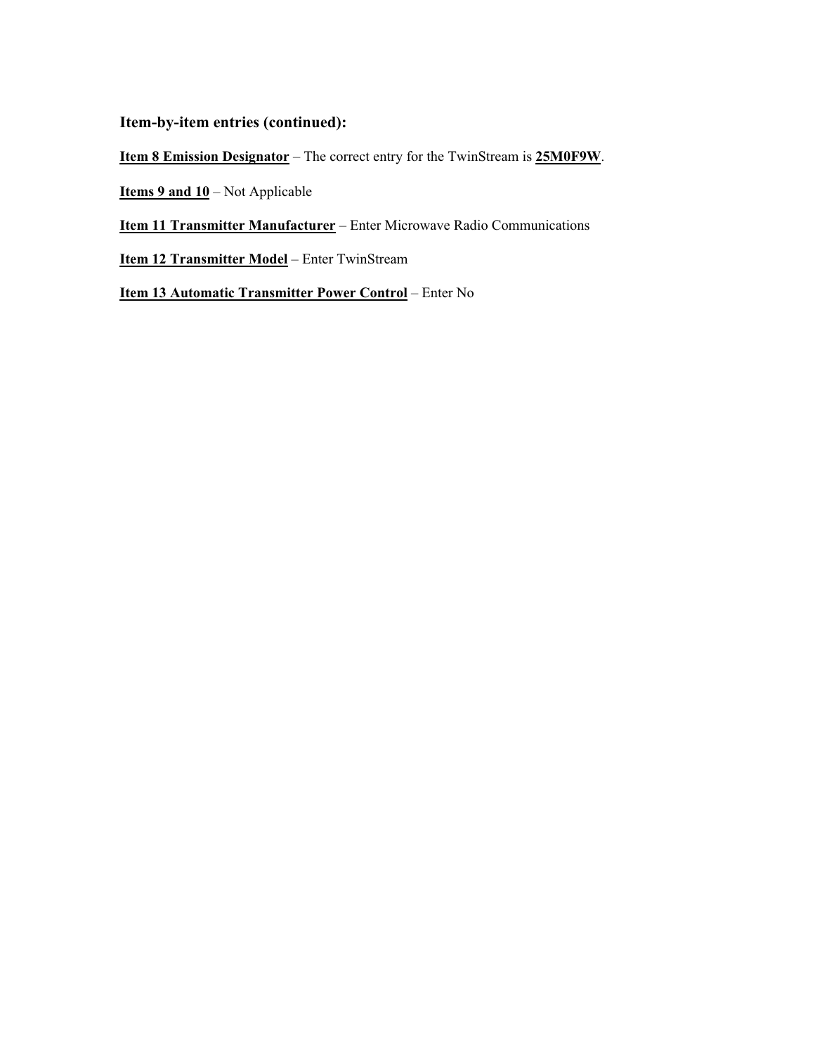### Item-by-item entries (continued):

**Item 8 Emission Designator** – The correct entry for the TwinStream is **25M0F9W**.

**Items 9 and 10** – Not Applicable

**Item 11 Transmitter Manufacturer** – Enter Microwave Radio Communications

**Item 12 Transmitter Model** – Enter TwinStream

**Item 13 Automatic Transmitter Power Control** – Enter No